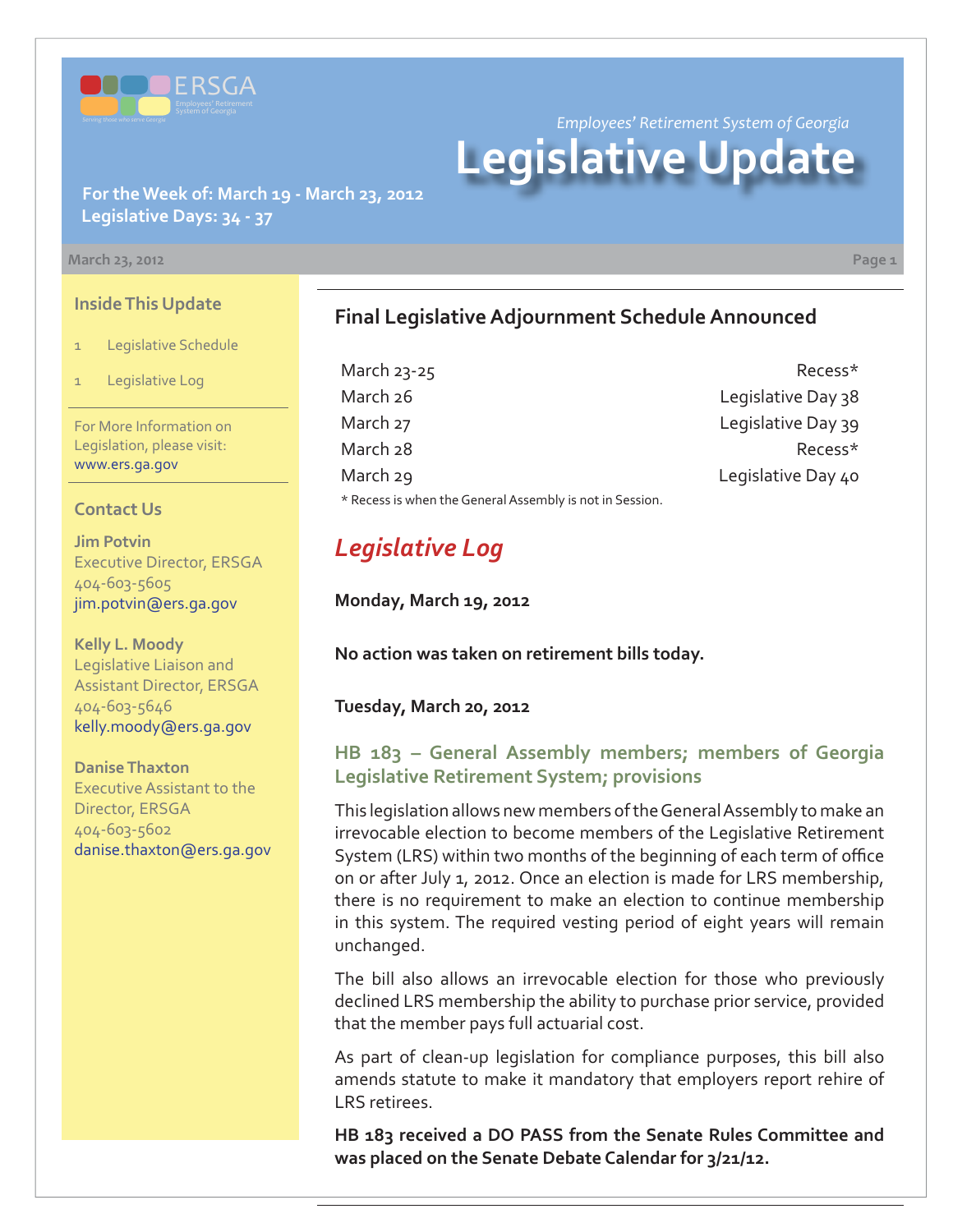ERSGA

Employees' Retirement System of Georgia

*Serving those who serve Georgia*

*Employees' Retirement System of Georgia*

# Legislative Update

**For the Week of: March 19 - March 23, 2012**
**Legislative Days: 34 - 37**

March 23, 2012

## Inside This Update

1 Legislative Schedule

1 Legislative Log

For More Information on Legislation, please visit: www.ers.ga.gov

## Contact Us

**Jim Potvin**
Executive Director, ERSGA
404-603-5605
jim.potvin@ers.ga.gov

**Kelly L. Moody**
Legislative Liaison and Assistant Director, ERSGA
404-603-5646
kelly.moody@ers.ga.gov

**Danise Thaxton**
Executive Assistant to the Director, ERSGA
404-603-5602
danise.thaxton@ers.ga.gov

## Final Legislative Adjournment Schedule Announced

| | |
|---|---|
| March 23-25 | Recess* |
| March 26 | Legislative Day 38 |
| March 27 | Legislative Day 39 |
| March 28 | Recess* |
| March 29 | Legislative Day 40 |

\* Recess is when the General Assembly is not in Session.

## *Legislative Log*

**Monday, March 19, 2012**

**No action was taken on retirement bills today.**

**Tuesday, March 20, 2012**

### HB 183 – General Assembly members; members of Georgia Legislative Retirement System; provisions

This legislation allows new members of the General Assembly to make an irrevocable election to become members of the Legislative Retirement System (LRS) within two months of the beginning of each term of office on or after July 1, 2012. Once an election is made for LRS membership, there is no requirement to make an election to continue membership in this system. The required vesting period of eight years will remain unchanged.

The bill also allows an irrevocable election for those who previously declined LRS membership the ability to purchase prior service, provided that the member pays full actuarial cost.

As part of clean-up legislation for compliance purposes, this bill also amends statute to make it mandatory that employers report rehire of LRS retirees.

**HB 183 received a DO PASS from the Senate Rules Committee and was placed on the Senate Debate Calendar for 3/21/12.**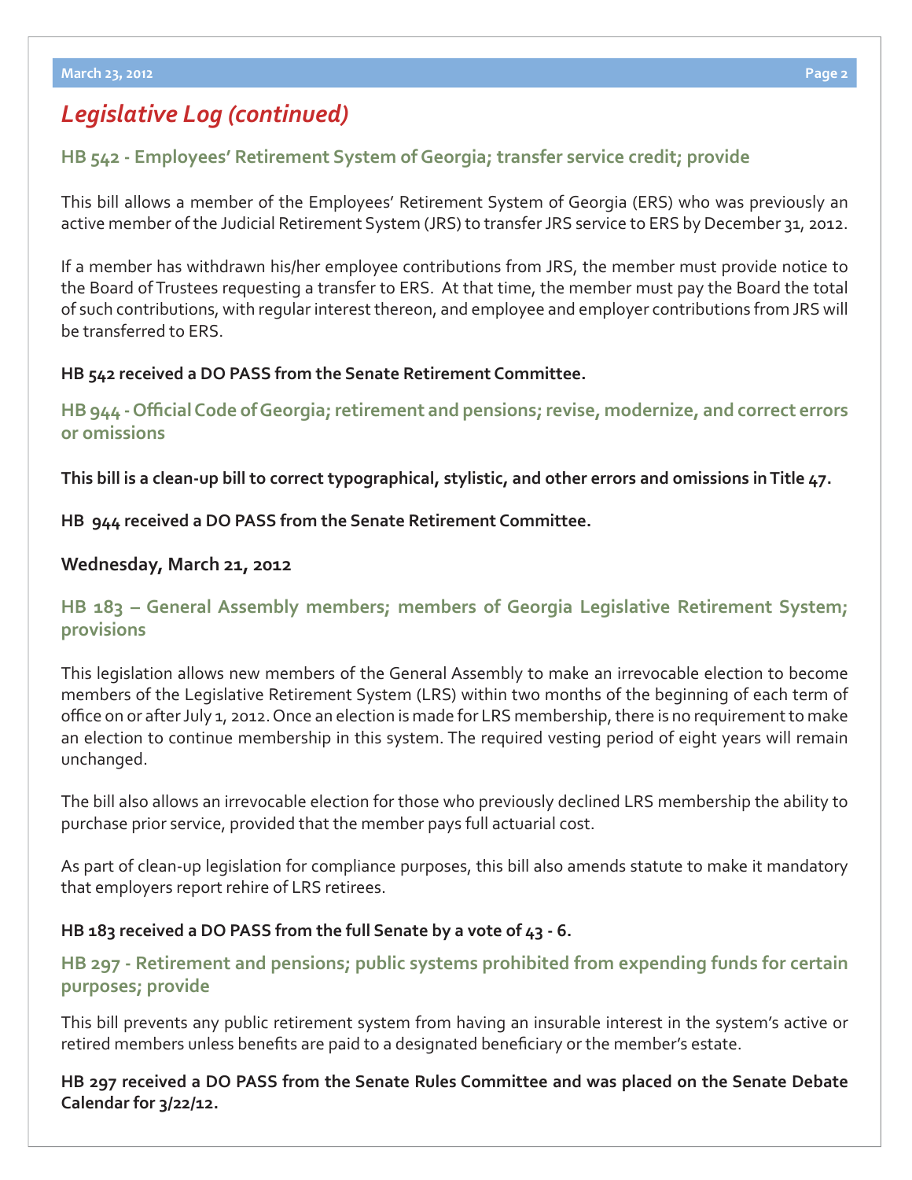## Legislative Log (continued)

### HB 542 - Employees' Retirement System of Georgia; transfer service credit; provide

This bill allows a member of the Employees' Retirement System of Georgia (ERS) who was previously an active member of the Judicial Retirement System (JRS) to transfer JRS service to ERS by December 31, 2012.

If a member has withdrawn his/her employee contributions from JRS, the member must provide notice to the Board of Trustees requesting a transfer to ERS. At that time, the member must pay the Board the total of such contributions, with regular interest thereon, and employee and employer contributions from JRS will be transferred to ERS.

**HB 542 received a DO PASS from the Senate Retirement Committee.**

### HB 944 - Official Code of Georgia; retirement and pensions; revise, modernize, and correct errors or omissions

**This bill is a clean-up bill to correct typographical, stylistic, and other errors and omissions in Title 47.**

**HB 944 received a DO PASS from the Senate Retirement Committee.**

**Wednesday, March 21, 2012**

### HB 183 – General Assembly members; members of Georgia Legislative Retirement System; provisions

This legislation allows new members of the General Assembly to make an irrevocable election to become members of the Legislative Retirement System (LRS) within two months of the beginning of each term of office on or after July 1, 2012. Once an election is made for LRS membership, there is no requirement to make an election to continue membership in this system. The required vesting period of eight years will remain unchanged.

The bill also allows an irrevocable election for those who previously declined LRS membership the ability to purchase prior service, provided that the member pays full actuarial cost.

As part of clean-up legislation for compliance purposes, this bill also amends statute to make it mandatory that employers report rehire of LRS retirees.

**HB 183 received a DO PASS from the full Senate by a vote of 43 - 6.**

### HB 297 - Retirement and pensions; public systems prohibited from expending funds for certain purposes; provide

This bill prevents any public retirement system from having an insurable interest in the system's active or retired members unless benefits are paid to a designated beneficiary or the member's estate.

**HB 297 received a DO PASS from the Senate Rules Committee and was placed on the Senate Debate Calendar for 3/22/12.**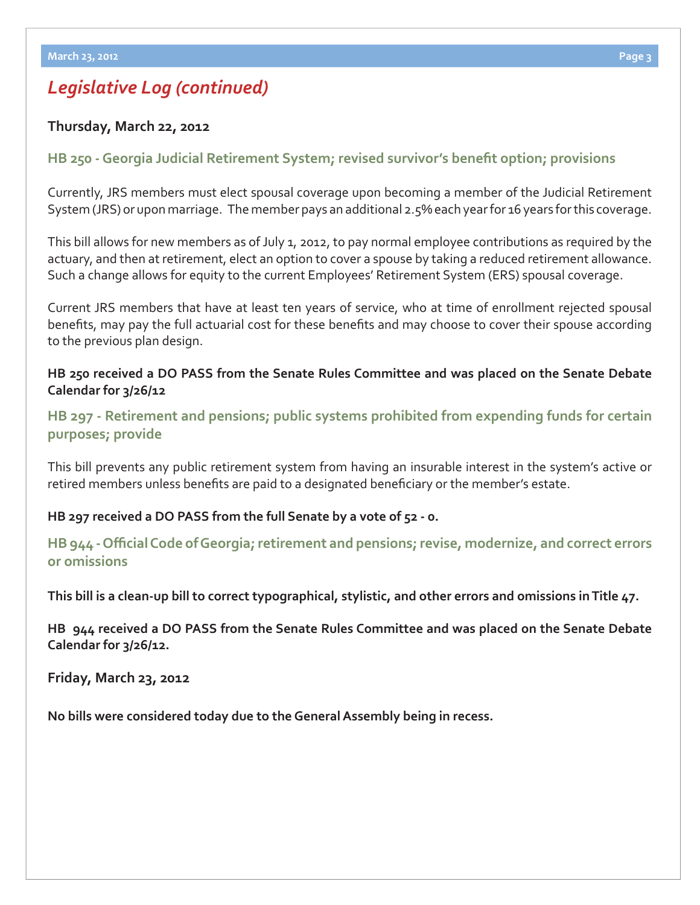## *Legislative Log (continued)*

**Thursday, March 22, 2012**

### HB 250 - Georgia Judicial Retirement System; revised survivor's benefit option; provisions

Currently, JRS members must elect spousal coverage upon becoming a member of the Judicial Retirement System (JRS) or upon marriage. The member pays an additional 2.5% each year for 16 years for this coverage.

This bill allows for new members as of July 1, 2012, to pay normal employee contributions as required by the actuary, and then at retirement, elect an option to cover a spouse by taking a reduced retirement allowance. Such a change allows for equity to the current Employees' Retirement System (ERS) spousal coverage.

Current JRS members that have at least ten years of service, who at time of enrollment rejected spousal benefits, may pay the full actuarial cost for these benefits and may choose to cover their spouse according to the previous plan design.

**HB 250 received a DO PASS from the Senate Rules Committee and was placed on the Senate Debate Calendar for 3/26/12**

### HB 297 - Retirement and pensions; public systems prohibited from expending funds for certain purposes; provide

This bill prevents any public retirement system from having an insurable interest in the system's active or retired members unless benefits are paid to a designated beneficiary or the member's estate.

**HB 297 received a DO PASS from the full Senate by a vote of 52 - 0.**

### HB 944 - Official Code of Georgia; retirement and pensions; revise, modernize, and correct errors or omissions

**This bill is a clean-up bill to correct typographical, stylistic, and other errors and omissions in Title 47.**

**HB 944 received a DO PASS from the Senate Rules Committee and was placed on the Senate Debate Calendar for 3/26/12.**

**Friday, March 23, 2012**

**No bills were considered today due to the General Assembly being in recess.**